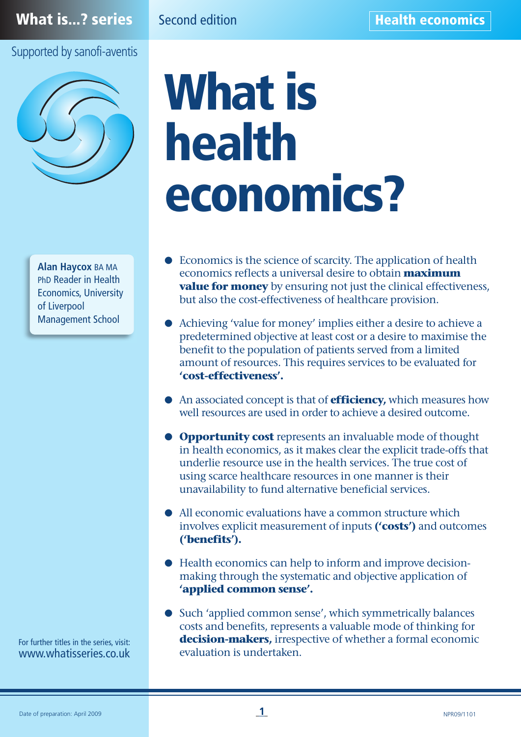What is...? series

Second edition

Health economics

Supported by sanofi-aventis

# What is health economics?

**Alan Haycox** BA MA PhD Reader in Health Economics, University of Liverpool Management School

- Economics is the science of scarcity. The application of health economics reflects a universal desire to obtain **maximum value for money** by ensuring not just the clinical effectiveness, but also the cost-effectiveness of healthcare provision.
- Achieving 'value for money' implies either a desire to achieve a predetermined objective at least cost or a desire to maximise the benefit to the population of patients served from a limited amount of resources. This requires services to be evaluated for **'cost-effectiveness'.**
- An associated concept is that of **efficiency,** which measures how well resources are used in order to achieve a desired outcome.
- **Opportunity cost** represents an invaluable mode of thought in health economics, as it makes clear the explicit trade-offs that underlie resource use in the health services. The true cost of using scarce healthcare resources in one manner is their unavailability to fund alternative beneficial services.
- All economic evaluations have a common structure which involves explicit measurement of inputs **('costs')** and outcomes **('benefits').**
- Health economics can help to inform and improve decision-making through the systematic and objective application of **'applied common sense'.**
- Such 'applied common sense', which symmetrically balances costs and benefits, represents a valuable mode of thinking for **decision-makers,** irrespective of whether a formal economic evaluation is undertaken.

For further titles in the series, visit: www.whatisseries.co.uk

Date of preparation: April 2009

NPR09/1101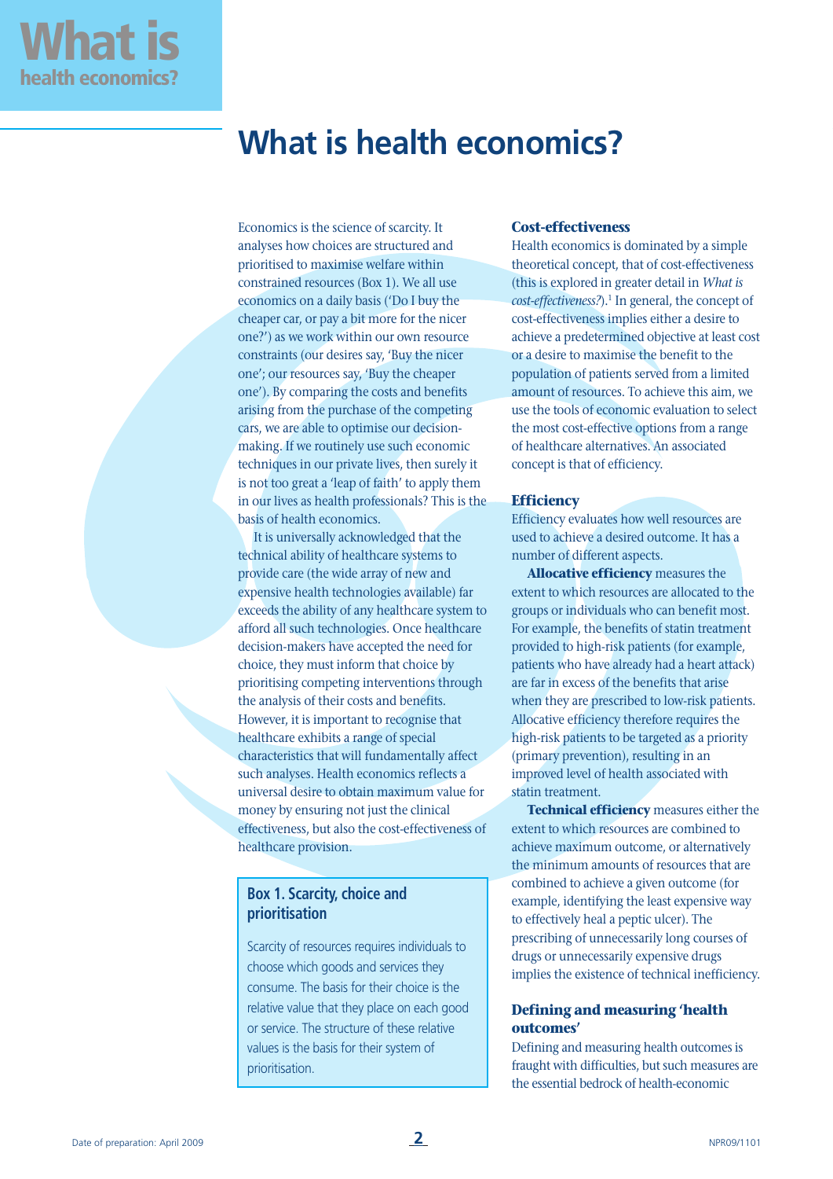# What is health economics?

Economics is the science of scarcity. It analyses how choices are structured and prioritised to maximise welfare within constrained resources (Box 1). We all use economics on a daily basis ('Do I buy the cheaper car, or pay a bit more for the nicer one?') as we work within our own resource constraints (our desires say, 'Buy the nicer one'; our resources say, 'Buy the cheaper one'). By comparing the costs and benefits arising from the purchase of the competing cars, we are able to optimise our decision-making. If we routinely use such economic techniques in our private lives, then surely it is not too great a 'leap of faith' to apply them in our lives as health professionals? This is the basis of health economics.

It is universally acknowledged that the technical ability of healthcare systems to provide care (the wide array of new and expensive health technologies available) far exceeds the ability of any healthcare system to afford all such technologies. Once healthcare decision-makers have accepted the need for choice, they must inform that choice by prioritising competing interventions through the analysis of their costs and benefits. However, it is important to recognise that healthcare exhibits a range of special characteristics that will fundamentally affect such analyses. Health economics reflects a universal desire to obtain maximum value for money by ensuring not just the clinical effectiveness, but also the cost-effectiveness of healthcare provision.

> **Box 1. Scarcity, choice and prioritisation**
>
> Scarcity of resources requires individuals to choose which goods and services they consume. The basis for their choice is the relative value that they place on each good or service. The structure of these relative values is the basis for their system of prioritisation.

## Cost-effectiveness

Health economics is dominated by a simple theoretical concept, that of cost-effectiveness (this is explored in greater detail in *What is cost-effectiveness?*).[1] In general, the concept of cost-effectiveness implies either a desire to achieve a predetermined objective at least cost or a desire to maximise the benefit to the population of patients served from a limited amount of resources. To achieve this aim, we use the tools of economic evaluation to select the most cost-effective options from a range of healthcare alternatives. An associated concept is that of efficiency.

## Efficiency

Efficiency evaluates how well resources are used to achieve a desired outcome. It has a number of different aspects.

**Allocative efficiency** measures the extent to which resources are allocated to the groups or individuals who can benefit most. For example, the benefits of statin treatment provided to high-risk patients (for example, patients who have already had a heart attack) are far in excess of the benefits that arise when they are prescribed to low-risk patients. Allocative efficiency therefore requires the high-risk patients to be targeted as a priority (primary prevention), resulting in an improved level of health associated with statin treatment.

**Technical efficiency** measures either the extent to which resources are combined to achieve maximum outcome, or alternatively the minimum amounts of resources that are combined to achieve a given outcome (for example, identifying the least expensive way to effectively heal a peptic ulcer). The prescribing of unnecessarily long courses of drugs or unnecessarily expensive drugs implies the existence of technical inefficiency.

## Defining and measuring 'health outcomes'

Defining and measuring health outcomes is fraught with difficulties, but such measures are the essential bedrock of health-economic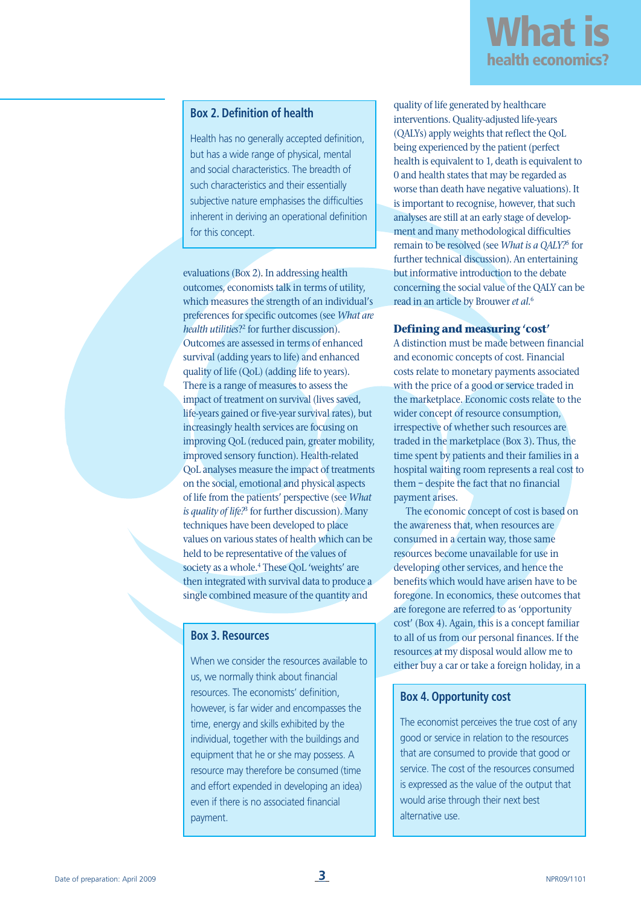### Box 2. Definition of health

Health has no generally accepted definition, but has a wide range of physical, mental and social characteristics. The breadth of such characteristics and their essentially subjective nature emphasises the difficulties inherent in deriving an operational definition for this concept.

evaluations (Box 2). In addressing health outcomes, economists talk in terms of utility, which measures the strength of an individual's preferences for specific outcomes (see *What are health utilities?*[2] for further discussion). Outcomes are assessed in terms of enhanced survival (adding years to life) and enhanced quality of life (QoL) (adding life to years). There is a range of measures to assess the impact of treatment on survival (lives saved, life-years gained or five-year survival rates), but increasingly health services are focusing on improving QoL (reduced pain, greater mobility, improved sensory function). Health-related QoL analyses measure the impact of treatments on the social, emotional and physical aspects of life from the patients' perspective (see *What is quality of life?*[3] for further discussion). Many techniques have been developed to place values on various states of health which can be held to be representative of the values of society as a whole.[4] These QoL 'weights' are then integrated with survival data to produce a single combined measure of the quantity and quality of life generated by healthcare interventions. Quality-adjusted life-years (QALYs) apply weights that reflect the QoL being experienced by the patient (perfect health is equivalent to 1, death is equivalent to 0 and health states that may be regarded as worse than death have negative valuations). It is important to recognise, however, that such analyses are still at an early stage of development and many methodological difficulties remain to be resolved (see *What is a QALY?*[5] for further technical discussion). An entertaining but informative introduction to the debate concerning the social value of the QALY can be read in an article by Brouwer *et al*.[6]

### Box 3. Resources

When we consider the resources available to us, we normally think about financial resources. The economists' definition, however, is far wider and encompasses the time, energy and skills exhibited by the individual, together with the buildings and equipment that he or she may possess. A resource may therefore be consumed (time and effort expended in developing an idea) even if there is no associated financial payment.

## Defining and measuring 'cost'

A distinction must be made between financial and economic concepts of cost. Financial costs relate to monetary payments associated with the price of a good or service traded in the marketplace. Economic costs relate to the wider concept of resource consumption, irrespective of whether such resources are traded in the marketplace (Box 3). Thus, the time spent by patients and their families in a hospital waiting room represents a real cost to them – despite the fact that no financial payment arises.

The economic concept of cost is based on the awareness that, when resources are consumed in a certain way, those same resources become unavailable for use in developing other services, and hence the benefits which would have arisen have to be foregone. In economics, these outcomes that are foregone are referred to as 'opportunity cost' (Box 4). Again, this is a concept familiar to all of us from our personal finances. If the resources at my disposal would allow me to either buy a car or take a foreign holiday, in a

### Box 4. Opportunity cost

The economist perceives the true cost of any good or service in relation to the resources that are consumed to provide that good or service. The cost of the resources consumed is expressed as the value of the output that would arise through their next best alternative use.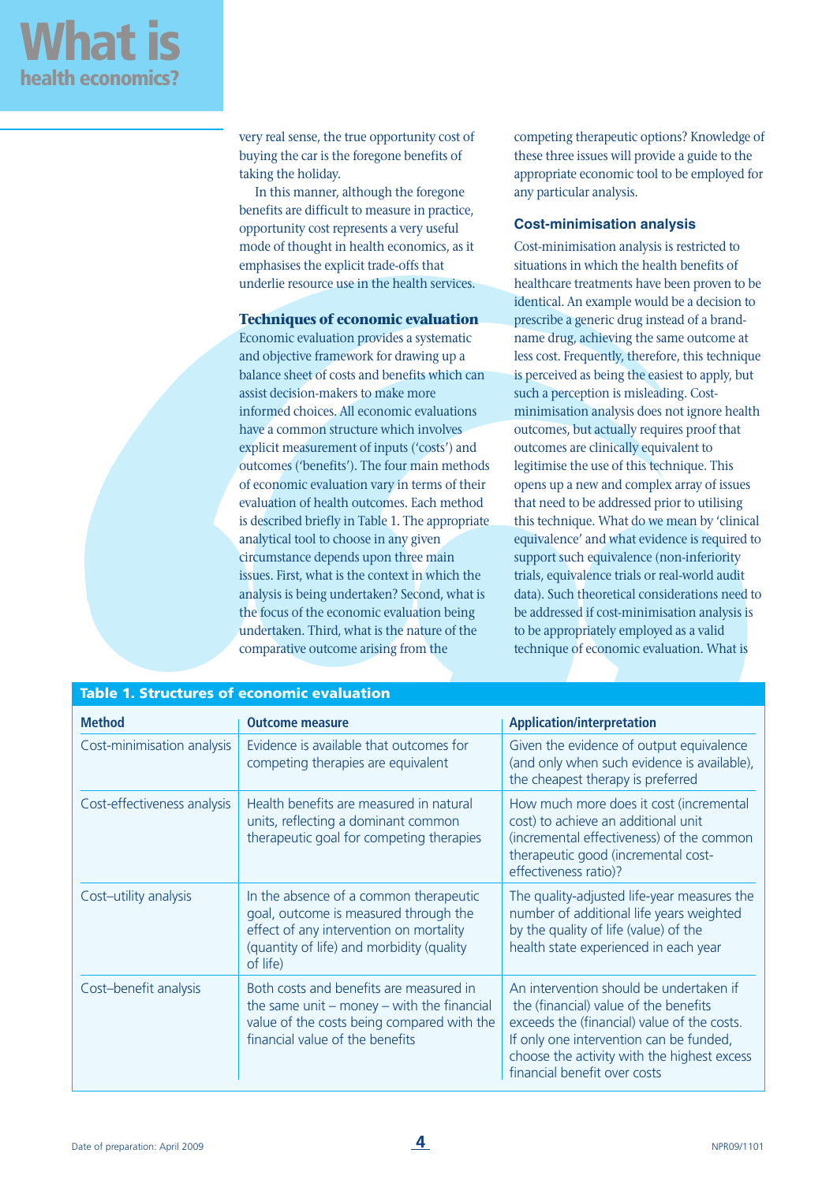very real sense, the true opportunity cost of buying the car is the foregone benefits of taking the holiday.

In this manner, although the foregone benefits are difficult to measure in practice, opportunity cost represents a very useful mode of thought in health economics, as it emphasises the explicit trade-offs that underlie resource use in the health services.

## Techniques of economic evaluation

Economic evaluation provides a systematic and objective framework for drawing up a balance sheet of costs and benefits which can assist decision-makers to make more informed choices. All economic evaluations have a common structure which involves explicit measurement of inputs ('costs') and outcomes ('benefits'). The four main methods of economic evaluation vary in terms of their evaluation of health outcomes. Each method is described briefly in Table 1. The appropriate analytical tool to choose in any given circumstance depends upon three main issues. First, what is the context in which the analysis is being undertaken? Second, what is the focus of the economic evaluation being undertaken. Third, what is the nature of the comparative outcome arising from the competing therapeutic options? Knowledge of these three issues will provide a guide to the appropriate economic tool to be employed for any particular analysis.

### Cost-minimisation analysis

Cost-minimisation analysis is restricted to situations in which the health benefits of healthcare treatments have been proven to be identical. An example would be a decision to prescribe a generic drug instead of a brand-name drug, achieving the same outcome at less cost. Frequently, therefore, this technique is perceived as being the easiest to apply, but such a perception is misleading. Cost-minimisation analysis does not ignore health outcomes, but actually requires proof that outcomes are clinically equivalent to legitimise the use of this technique. This opens up a new and complex array of issues that need to be addressed prior to utilising this technique. What do we mean by 'clinical equivalence' and what evidence is required to support such equivalence (non-inferiority trials, equivalence trials or real-world audit data). Such theoretical considerations need to be addressed if cost-minimisation analysis is to be appropriately employed as a valid technique of economic evaluation. What is

**Table 1. Structures of economic evaluation**

| Method | Outcome measure | Application/interpretation |
|---|---|---|
| Cost-minimisation analysis | Evidence is available that outcomes for competing therapies are equivalent | Given the evidence of output equivalence (and only when such evidence is available), the cheapest therapy is preferred |
| Cost-effectiveness analysis | Health benefits are measured in natural units, reflecting a dominant common therapeutic goal for competing therapies | How much more does it cost (incremental cost) to achieve an additional unit (incremental effectiveness) of the common therapeutic good (incremental cost-effectiveness ratio)? |
| Cost–utility analysis | In the absence of a common therapeutic goal, outcome is measured through the effect of any intervention on mortality (quantity of life) and morbidity (quality of life) | The quality-adjusted life-year measures the number of additional life years weighted by the quality of life (value) of the health state experienced in each year |
| Cost–benefit analysis | Both costs and benefits are measured in the same unit – money – with the financial value of the costs being compared with the financial value of the benefits | An intervention should be undertaken if the (financial) value of the benefits exceeds the (financial) value of the costs. If only one intervention can be funded, choose the activity with the highest excess financial benefit over costs |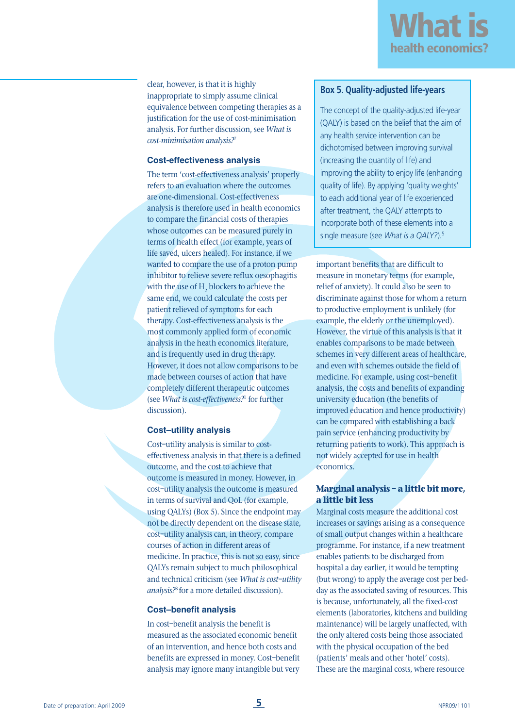clear, however, is that it is highly inappropriate to simply assume clinical equivalence between competing therapies as a justification for the use of cost-minimisation analysis. For further discussion, see *What is cost-minimisation analysis?*[7]

### Cost-effectiveness analysis

The term 'cost-effectiveness analysis' properly refers to an evaluation where the outcomes are one-dimensional. Cost-effectiveness analysis is therefore used in health economics to compare the financial costs of therapies whose outcomes can be measured purely in terms of health effect (for example, years of life saved, ulcers healed). For instance, if we wanted to compare the use of a proton pump inhibitor to relieve severe reflux oesophagitis with the use of $H_2$ blockers to achieve the same end, we could calculate the costs per patient relieved of symptoms for each therapy. Cost-effectiveness analysis is the most commonly applied form of economic analysis in the heath economics literature, and is frequently used in drug therapy. However, it does not allow comparisons to be made between courses of action that have completely different therapeutic outcomes (see *What is cost-effectiveness?*[1] for further discussion).

### Cost–utility analysis

Cost–utility analysis is similar to cost-effectiveness analysis in that there is a defined outcome, and the cost to achieve that outcome is measured in money. However, in cost–utility analysis the outcome is measured in terms of survival and QoL (for example, using QALYs) (Box 5). Since the endpoint may not be directly dependent on the disease state, cost–utility analysis can, in theory, compare courses of action in different areas of medicine. In practice, this is not so easy, since QALYs remain subject to much philosophical and technical criticism (see *What is cost–utility analysis?*[8] for a more detailed discussion).

> **Box 5. Quality-adjusted life-years**
>
> The concept of the quality-adjusted life-year (QALY) is based on the belief that the aim of any health service intervention can be dichotomised between improving survival (increasing the quantity of life) and improving the ability to enjoy life (enhancing quality of life). By applying 'quality weights' to each additional year of life experienced after treatment, the QALY attempts to incorporate both of these elements into a single measure (see *What is a QALY?*).[5]

### Cost–benefit analysis

In cost–benefit analysis the benefit is measured as the associated economic benefit of an intervention, and hence both costs and benefits are expressed in money. Cost–benefit analysis may ignore many intangible but very important benefits that are difficult to measure in monetary terms (for example, relief of anxiety). It could also be seen to discriminate against those for whom a return to productive employment is unlikely (for example, the elderly or the unemployed). However, the virtue of this analysis is that it enables comparisons to be made between schemes in very different areas of healthcare, and even with schemes outside the field of medicine. For example, using cost–benefit analysis, the costs and benefits of expanding university education (the benefits of improved education and hence productivity) can be compared with establishing a back pain service (enhancing productivity by returning patients to work). This approach is not widely accepted for use in health economics.

## Marginal analysis – a little bit more, a little bit less

Marginal costs measure the additional cost increases or savings arising as a consequence of small output changes within a healthcare programme. For instance, if a new treatment enables patients to be discharged from hospital a day earlier, it would be tempting (but wrong) to apply the average cost per bed-day as the associated saving of resources. This is because, unfortunately, all the fixed-cost elements (laboratories, kitchens and building maintenance) will be largely unaffected, with the only altered costs being those associated with the physical occupation of the bed (patients' meals and other 'hotel' costs). These are the marginal costs, where resource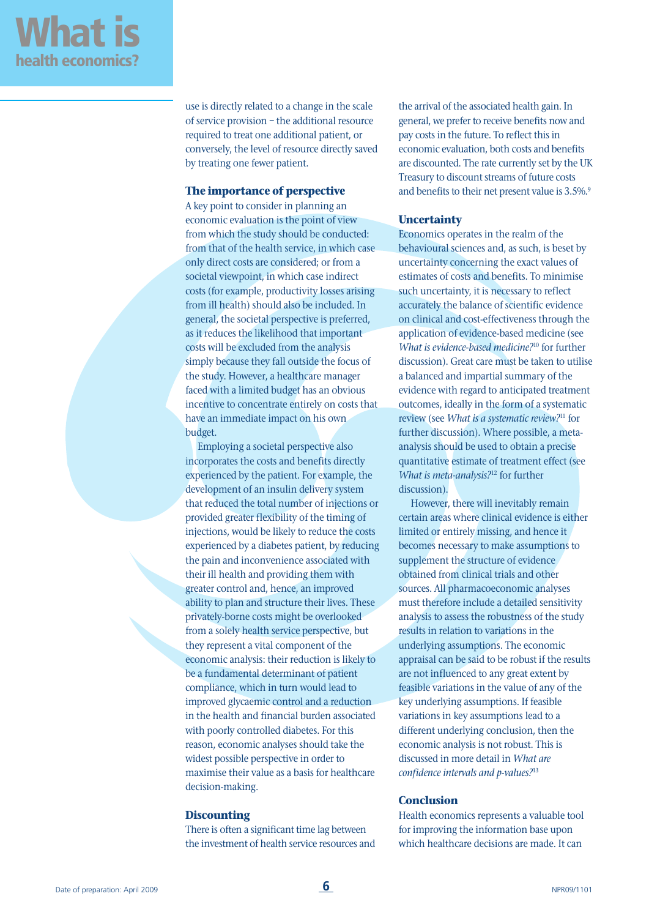use is directly related to a change in the scale of service provision – the additional resource required to treat one additional patient, or conversely, the level of resource directly saved by treating one fewer patient.

### The importance of perspective

A key point to consider in planning an economic evaluation is the point of view from which the study should be conducted: from that of the health service, in which case only direct costs are considered; or from a societal viewpoint, in which case indirect costs (for example, productivity losses arising from ill health) should also be included. In general, the societal perspective is preferred, as it reduces the likelihood that important costs will be excluded from the analysis simply because they fall outside the focus of the study. However, a healthcare manager faced with a limited budget has an obvious incentive to concentrate entirely on costs that have an immediate impact on his own budget.

Employing a societal perspective also incorporates the costs and benefits directly experienced by the patient. For example, the development of an insulin delivery system that reduced the total number of injections or provided greater flexibility of the timing of injections, would be likely to reduce the costs experienced by a diabetes patient, by reducing the pain and inconvenience associated with their ill health and providing them with greater control and, hence, an improved ability to plan and structure their lives. These privately-borne costs might be overlooked from a solely health service perspective, but they represent a vital component of the economic analysis: their reduction is likely to be a fundamental determinant of patient compliance, which in turn would lead to improved glycaemic control and a reduction in the health and financial burden associated with poorly controlled diabetes. For this reason, economic analyses should take the widest possible perspective in order to maximise their value as a basis for healthcare decision-making.

### Discounting

There is often a significant time lag between the investment of health service resources and the arrival of the associated health gain. In general, we prefer to receive benefits now and pay costs in the future. To reflect this in economic evaluation, both costs and benefits are discounted. The rate currently set by the UK Treasury to discount streams of future costs and benefits to their net present value is 3.5%.[9]

### Uncertainty

Economics operates in the realm of the behavioural sciences and, as such, is beset by uncertainty concerning the exact values of estimates of costs and benefits. To minimise such uncertainty, it is necessary to reflect accurately the balance of scientific evidence on clinical and cost-effectiveness through the application of evidence-based medicine (see *What is evidence-based medicine?*[10] for further discussion). Great care must be taken to utilise a balanced and impartial summary of the evidence with regard to anticipated treatment outcomes, ideally in the form of a systematic review (see *What is a systematic review?*[11] for further discussion). Where possible, a meta-analysis should be used to obtain a precise quantitative estimate of treatment effect (see *What is meta-analysis?*[12] for further discussion).

However, there will inevitably remain certain areas where clinical evidence is either limited or entirely missing, and hence it becomes necessary to make assumptions to supplement the structure of evidence obtained from clinical trials and other sources. All pharmacoeconomic analyses must therefore include a detailed sensitivity analysis to assess the robustness of the study results in relation to variations in the underlying assumptions. The economic appraisal can be said to be robust if the results are not influenced to any great extent by feasible variations in the value of any of the key underlying assumptions. If feasible variations in key assumptions lead to a different underlying conclusion, then the economic analysis is not robust. This is discussed in more detail in *What are confidence intervals and p-values?*[13]

### Conclusion

Health economics represents a valuable tool for improving the information base upon which healthcare decisions are made. It can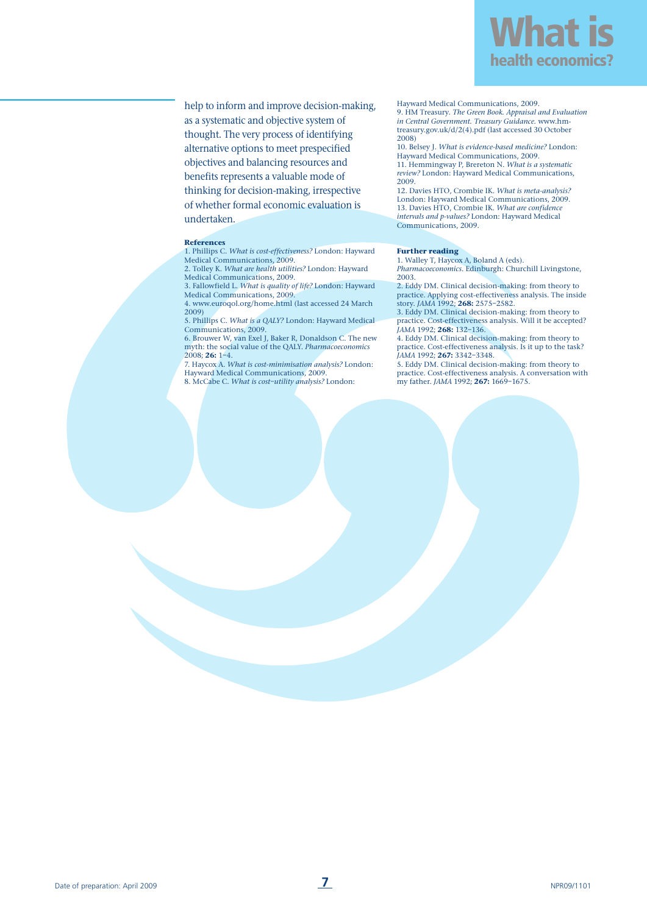help to inform and improve decision-making, as a systematic and objective system of thought. The very process of identifying alternative options to meet prespecified objectives and balancing resources and benefits represents a valuable mode of thinking for decision-making, irrespective of whether formal economic evaluation is undertaken.

**References**

1. Phillips C. *What is cost-effectiveness?* London: Hayward Medical Communications, 2009.
2. Tolley K. *What are health utilities?* London: Hayward Medical Communications, 2009.
3. Fallowfield L. *What is quality of life?* London: Hayward Medical Communications, 2009.
4. www.euroqol.org/home.html (last accessed 24 March 2009)
5. Phillips C. *What is a QALY?* London: Hayward Medical Communications, 2009.
6. Brouwer W, van Exel J, Baker R, Donaldson C. The new myth: the social value of the QALY. *Pharmacoeconomics* 2008; **26:** 1–4.
7. Haycox A. *What is cost-minimisation analysis?* London: Hayward Medical Communications, 2009.
8. McCabe C. *What is cost–utility analysis?* London: Hayward Medical Communications, 2009.
9. HM Treasury. *The Green Book. Appraisal and Evaluation in Central Government. Treasury Guidance.* www.hm-treasury.gov.uk/d/2(4).pdf (last accessed 30 October 2008)
10. Belsey J. *What is evidence-based medicine?* London: Hayward Medical Communications, 2009.
11. Hemmingway P, Brereton N. *What is a systematic review?* London: Hayward Medical Communications, 2009.
12. Davies HTO, Crombie IK. *What is meta-analysis?* London: Hayward Medical Communications, 2009.
13. Davies HTO, Crombie IK. *What are confidence intervals and p-values?* London: Hayward Medical Communications, 2009.

**Further reading**

1. Walley T, Haycox A, Boland A (eds). *Pharmacoeconomics.* Edinburgh: Churchill Livingstone, 2003.
2. Eddy DM. Clinical decision-making: from theory to practice. Applying cost-effectiveness analysis. The inside story. *JAMA* 1992; **268:** 2575–2582.
3. Eddy DM. Clinical decision-making: from theory to practice. Cost-effectiveness analysis. Will it be accepted? *JAMA* 1992; **268:** 132–136.
4. Eddy DM. Clinical decision-making: from theory to practice. Cost-effectiveness analysis. Is it up to the task? *JAMA* 1992; **267:** 3342–3348.
5. Eddy DM. Clinical decision-making: from theory to practice. Cost-effectiveness analysis. A conversation with my father. *JAMA* 1992; **267:** 1669–1675.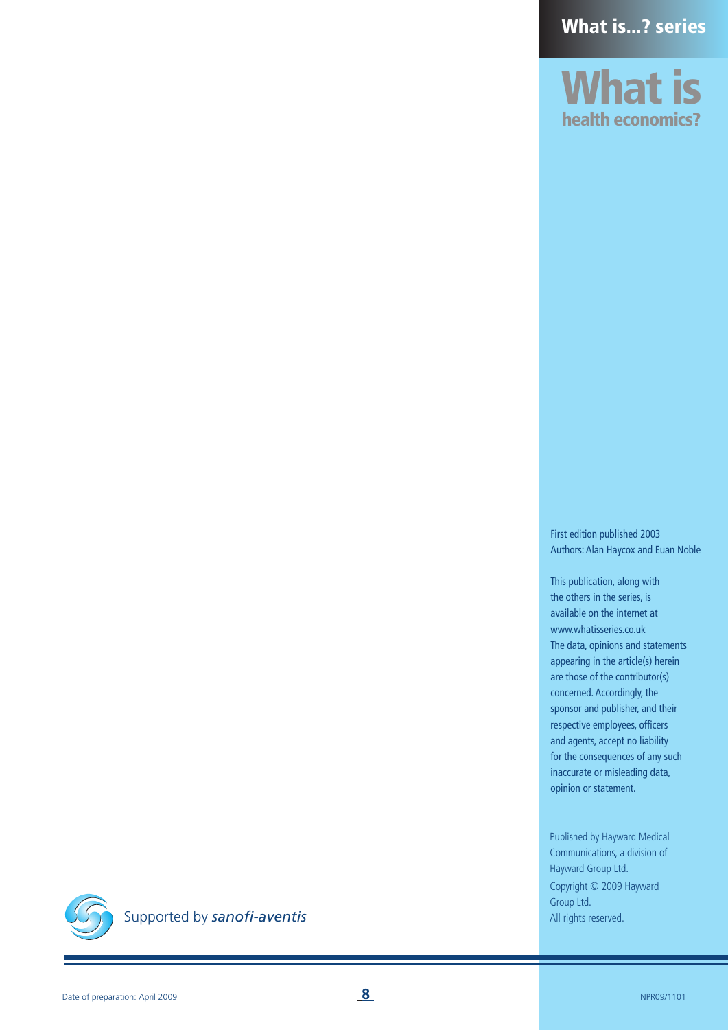## What is...? series

# What is health economics?

First edition published 2003
Authors: Alan Haycox and Euan Noble

This publication, along with the others in the series, is available on the internet at www.whatisseries.co.uk
The data, opinions and statements appearing in the article(s) herein are those of the contributor(s) concerned. Accordingly, the sponsor and publisher, and their respective employees, officers and agents, accept no liability for the consequences of any such inaccurate or misleading data, opinion or statement.

Published by Hayward Medical Communications, a division of Hayward Group Ltd.
Copyright © 2009 Hayward Group Ltd.
All rights reserved.

Supported by *sanofi-aventis*

Date of preparation: April 2009

NPR09/1101